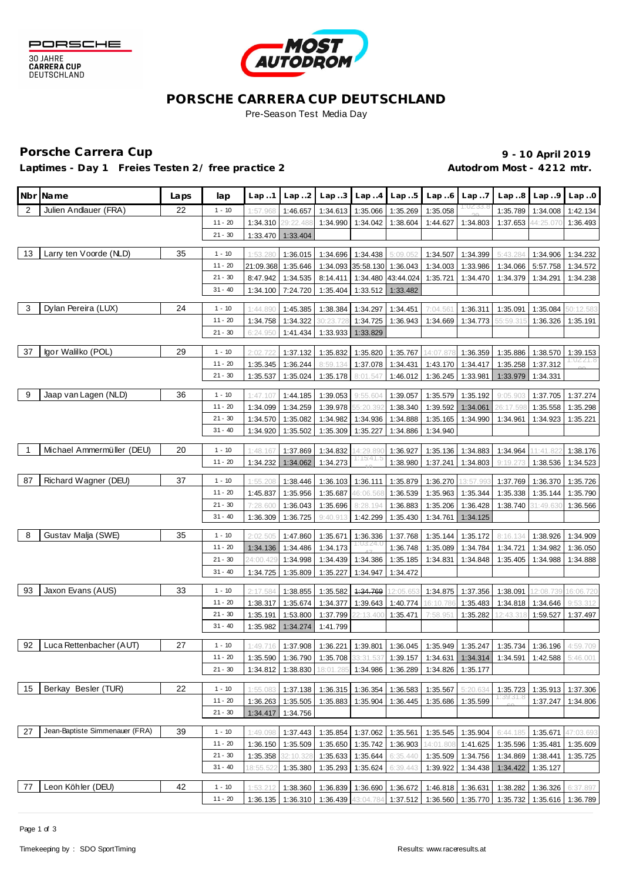PORSCHE
30 JAHRE
**CARRERA CUP**
DEUTSCHLAND

MOST AUTODROM

# PORSCHE CARRERA CUP DEUTSCHLAND

Pre-Season Test Media Day

## Porsche Carrera Cup

**9 - 10 April 2019**

**Laptimes - Day 1 Freies Testen 2/ free practice 2**

**Autodrom Most - 4212 mtr.**

| Nbr | Name | Laps | lap | Lap..1 | Lap..2 | Lap..3 | Lap..4 | Lap..5 | Lap..6 | Lap..7 | Lap..8 | Lap..9 | Lap..0 |
|---|---|---|---|---|---|---|---|---|---|---|---|---|---|
| 2 | Julien Andlauer (FRA) | 22 | 1 - 10 | 1:57.968 | 1:46.657 | 1:34.613 | 1:35.066 | 1:35.269 | 1:35.058 | 1:02:33.8 | 1:35.789 | 1:34.008 | 1:42.134 |
| | | | 11 - 20 | 1:34.310 | 29:22.488 | 1:34.990 | 1:34.042 | 1:38.604 | 1:44.627 | 1:34.803 | 1:37.653 | 44:25.070 | 1:36.493 |
| | | | 21 - 30 | 1:33.470 | 1:33.404 | | | | | | | | |
| 13 | Larry ten Voorde (NLD) | 35 | 1 - 10 | 1:53.280 | 1:36.015 | 1:34.696 | 1:34.438 | 5:09.052 | 1:34.507 | 1:34.399 | 5:43.284 | 1:34.906 | 1:34.232 |
| | | | 11 - 20 | 21:09.368 | 1:35.646 | 1:34.093 | 35:58.130 | 1:36.043 | 1:34.003 | 1:33.986 | 1:34.066 | 5:57.758 | 1:34.572 |
| | | | 21 - 30 | 8:47.942 | 1:34.535 | 8:14.411 | 1:34.480 | 43:44.024 | 1:35.721 | 1:34.470 | 1:34.379 | 1:34.291 | 1:34.238 |
| | | | 31 - 40 | 1:34.100 | 7:24.720 | 1:35.404 | 1:33.512 | 1:33.482 | | | | | |
| 3 | Dylan Pereira (LUX) | 24 | 1 - 10 | 1:44.890 | 1:45.385 | 1:38.384 | 1:34.297 | 1:34.451 | 7:04.561 | 1:36.311 | 1:35.091 | 1:35.084 | 50:12.583 |
| | | | 11 - 20 | 1:34.758 | 1:34.322 | 30:23.728 | 1:34.725 | 1:36.943 | 1:34.669 | 1:34.773 | 55:59.315 | 1:36.326 | 1:35.191 |
| | | | 21 - 30 | 6:24.950 | 1:41.434 | 1:33.933 | 1:33.829 | | | | | | |
| 37 | Igor Walilko (POL) | 29 | 1 - 10 | 2:02.722 | 1:37.132 | 1:35.832 | 1:35.820 | 1:35.767 | 14:07.878 | 1:36.359 | 1:35.886 | 1:38.570 | 1:39.153 |
| | | | 11 - 20 | 1:35.345 | 1:36.244 | 8:59.134 | 1:37.078 | 1:34.431 | 1:43.170 | 1:34.417 | 1:35.258 | 1:37.312 | 1:02:21.8 |
| | | | 21 - 30 | 1:35.537 | 1:35.024 | 1:35.178 | 8:01.547 | 1:46.012 | 1:36.245 | 1:33.981 | 1:33.979 | 1:34.331 | |
| 9 | Jaap van Lagen (NLD) | 36 | 1 - 10 | 1:47.107 | 1:44.185 | 1:39.053 | 9:55.604 | 1:39.057 | 1:35.579 | 1:35.192 | 9:05.903 | 1:37.705 | 1:37.274 |
| | | | 11 - 20 | 1:34.099 | 1:34.259 | 1:39.978 | 55:20.392 | 1:38.340 | 1:39.592 | 1:34.061 | 26:17.598 | 1:35.558 | 1:35.298 |
| | | | 21 - 30 | 1:34.570 | 1:35.082 | 1:34.982 | 1:34.936 | 1:34.888 | 1:35.165 | 1:34.990 | 1:34.961 | 1:34.923 | 1:35.221 |
| | | | 31 - 40 | 1:34.920 | 1:35.502 | 1:35.309 | 1:35.227 | 1:34.886 | 1:34.940 | | | | |
| 1 | Michael Ammermüller (DEU) | 20 | 1 - 10 | 1:48.167 | 1:37.869 | 1:34.832 | 14:29.890 | 1:36.927 | 1:35.136 | 1:34.883 | 1:34.964 | 11:41.822 | 1:38.176 |
| | | | 11 - 20 | 1:34.232 | 1:34.062 | 1:34.273 | 1:15:41.5 | 1:38.980 | 1:37.241 | 1:34.803 | 9:19.273 | 1:38.536 | 1:34.523 |
| 87 | Richard Wagner (DEU) | 37 | 1 - 10 | 1:55.208 | 1:38.446 | 1:36.103 | 1:36.111 | 1:35.879 | 1:36.270 | 13:57.993 | 1:37.769 | 1:36.370 | 1:35.726 |
| | | | 11 - 20 | 1:45.837 | 1:35.956 | 1:35.687 | 46:06.568 | 1:36.539 | 1:35.963 | 1:35.344 | 1:35.338 | 1:35.144 | 1:35.790 |
| | | | 21 - 30 | 7:28.600 | 1:36.043 | 1:35.696 | 8:28.194 | 1:36.883 | 1:35.206 | 1:36.428 | 1:38.740 | 31:49.630 | 1:36.566 |
| | | | 31 - 40 | 1:36.309 | 1:36.725 | 9:40.913 | 1:42.299 | 1:35.430 | 1:34.761 | 1:34.125 | | | |
| 8 | Gustav Malja (SWE) | 35 | 1 - 10 | 2:02.505 | 1:47.860 | 1:35.671 | 1:36.336 | 1:37.768 | 1:35.144 | 1:35.172 | 8:16.134 | 1:38.926 | 1:34.909 |
| | | | 11 - 20 | 1:34.136 | 1:34.486 | 1:34.173 | 1:03:24.0 | 1:36.748 | 1:35.089 | 1:34.784 | 1:34.721 | 1:34.982 | 1:36.050 |
| | | | 21 - 30 | 24:00.429 | 1:34.998 | 1:34.439 | 1:34.386 | 1:35.185 | 1:34.831 | 1:34.848 | 1:35.405 | 1:34.988 | 1:34.888 |
| | | | 31 - 40 | 1:34.725 | 1:35.809 | 1:35.227 | 1:34.947 | 1:34.472 | | | | | |
| 93 | Jaxon Evans (AUS) | 33 | 1 - 10 | 2:17.584 | 1:38.855 | 1:35.582 | ~~1:34.769~~ | 12:05.653 | 1:34.875 | 1:37.356 | 1:38.091 | 12:08.739 | 16:06.720 |
| | | | 11 - 20 | 1:38.317 | 1:35.674 | 1:34.377 | 1:39.643 | 1:40.774 | 16:10.786 | 1:35.483 | 1:34.818 | 1:34.646 | 9:53.312 |
| | | | 21 - 30 | 1:35.191 | 1:53.800 | 1:37.799 | 22:13.400 | 1:35.471 | 7:58.951 | 1:35.282 | 12:43.318 | 1:59.527 | 1:37.497 |
| | | | 31 - 40 | 1:35.982 | 1:34.274 | 1:41.799 | | | | | | | |
| 92 | Luca Rettenbacher (AUT) | 27 | 1 - 10 | 1:49.716 | 1:37.908 | 1:36.221 | 1:39.801 | 1:36.045 | 1:35.949 | 1:35.247 | 1:35.734 | 1:36.196 | 4:59.709 |
| | | | 11 - 20 | 1:35.590 | 1:36.790 | 1:35.708 | 33:31.537 | 1:39.157 | 1:34.631 | 1:34.314 | 1:34.591 | 1:42.588 | 5:46.001 |
| | | | 21 - 30 | 1:34.812 | 1:38.830 | 18:01.285 | 1:34.986 | 1:36.289 | 1:34.826 | 1:35.177 | | | |
| 15 | Berkay Besler (TUR) | 22 | 1 - 10 | 1:55.083 | 1:37.138 | 1:36.315 | 1:36.354 | 1:36.583 | 1:35.567 | 5:20.634 | 1:35.723 | 1:35.913 | 1:37.306 |
| | | | 11 - 20 | 1:36.263 | 1:35.505 | 1:35.883 | 1:35.904 | 1:36.445 | 1:35.686 | 1:35.599 | 1:39:31.8 | 1:37.247 | 1:34.806 |
| | | | 21 - 30 | 1:34.417 | 1:34.756 | | | | | | | | |
| 27 | Jean-Baptiste Simmenauer (FRA) | 39 | 1 - 10 | 1:49.098 | 1:37.443 | 1:35.854 | 1:37.062 | 1:35.561 | 1:35.545 | 1:35.904 | 6:44.185 | 1:35.671 | 47:03.693 |
| | | | 11 - 20 | 1:36.150 | 1:35.509 | 1:35.650 | 1:35.742 | 1:36.903 | 14:01.808 | 1:41.625 | 1:35.596 | 1:35.481 | 1:35.609 |
| | | | 21 - 30 | 1:35.358 | 32:10.328 | 1:35.633 | 1:35.644 | 6:35.440 | 1:35.509 | 1:34.756 | 1:34.869 | 1:38.441 | 1:35.725 |
| | | | 31 - 40 | 18:55.522 | 1:35.380 | 1:35.293 | 1:35.624 | 6:39.443 | 1:39.922 | 1:34.438 | 1:34.422 | 1:35.127 | |
| 77 | Leon Köhler (DEU) | 42 | 1 - 10 | 1:53.212 | 1:38.360 | 1:36.839 | 1:36.690 | 1:36.672 | 1:46.818 | 1:36.631 | 1:38.282 | 1:36.326 | 6:37.897 |
| | | | 11 - 20 | 1:36.135 | 1:36.310 | 1:36.439 | 43:04.784 | 1:37.512 | 1:36.560 | 1:35.770 | 1:35.732 | 1:35.616 | 1:36.789 |

Timekeeping by : SDO SportTiming

Results: www.raceresults.at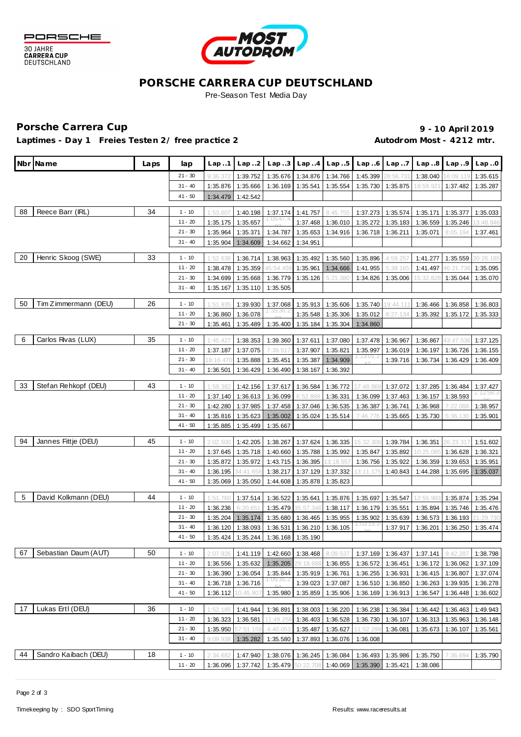# PORSCHE CARRERA CUP DEUTSCHLAND

Pre-Season Test Media Day

## Porsche Carrera Cup

**9 - 10 April 2019**

**Laptimes - Day 1 Freies Testen 2/ free practice 2**

**Autodrom Most - 4212 mtr.**

| Nbr | Name | Laps | lap | Lap..1 | Lap..2 | Lap..3 | Lap..4 | Lap..5 | Lap..6 | Lap..7 | Lap..8 | Lap..9 | Lap..0 |
|---|---|---|---|---|---|---|---|---|---|---|---|---|---|
| | | | 21 - 30 | 9:36.372 | 1:39.752 | 1:35.676 | 1:34.876 | 1:34.766 | 1:45.399 | 28:56.731 | 1:38.040 | 16:09.119 | 1:35.615 |
| | | | 31 - 40 | 1:35.876 | 1:35.666 | 1:36.169 | 1:35.541 | 1:35.554 | 1:35.730 | 1:35.875 | 19:59.921 | 1:37.482 | 1:35.287 |
| | | | 41 - 50 | 1:34.479 | 1:42.542 | | | | | | | | |
| 88 | Reece Barr (IRL) | 34 | 1 - 10 | 1:53.607 | 1:40.198 | 1:37.174 | 1:41.757 | 8:45.755 | 1:37.273 | 1:35.574 | 1:35.171 | 1:35.377 | 1:35.033 |
| | | | 11 - 20 | 1:35.175 | 1:35.657 | 1:05:47.4 | 1:37.468 | 1:36.010 | 1:35.272 | 1:35.183 | 1:36.559 | 1:35.246 | 13:48.846 |
| | | | 21 - 30 | 1:35.964 | 1:35.371 | 1:34.787 | 1:35.653 | 1:34.916 | 1:36.718 | 1:36.211 | 1:35.071 | 8:05.194 | 1:37.461 |
| | | | 31 - 40 | 1:35.904 | 1:34.609 | 1:34.662 | 1:34.951 | | | | | | |
| 20 | Henric Skoog (SWE) | 33 | 1 - 10 | 1:52.638 | 1:36.714 | 1:38.963 | 1:35.492 | 1:35.560 | 1:35.896 | 4:59.257 | 1:41.277 | 1:35.559 | 20:26.185 |
| | | | 11 - 20 | 1:38.478 | 1:35.359 | 45:54.459 | 1:35.961 | 1:34.666 | 1:41.955 | 5:38.165 | 1:41.497 | 46:21.736 | 1:35.095 |
| | | | 21 - 30 | 1:34.699 | 1:35.668 | 1:36.779 | 1:35.126 | 5:21.380 | 1:34.826 | 1:35.006 | 15:32.828 | 1:35.044 | 1:35.070 |
| | | | 31 - 40 | 1:35.167 | 1:35.110 | 1:35.505 | | | | | | | |
| 50 | Tim Zimmermann (DEU) | 26 | 1 - 10 | 1:51.935 | 1:39.930 | 1:37.068 | 1:35.913 | 1:35.606 | 1:35.740 | 19:44.111 | 1:36.466 | 1:36.858 | 1:36.803 |
| | | | 11 - 20 | 1:36.860 | 1:36.078 | 1:35:36.2 | 1:35.548 | 1:35.306 | 1:35.012 | 8:27.134 | 1:35.392 | 1:35.172 | 1:35.333 |
| | | | 21 - 30 | 1:35.461 | 1:35.489 | 1:35.400 | 1:35.184 | 1:35.304 | 1:34.860 | | | | |
| 6 | Carlos Rivas (LUX) | 35 | 1 - 10 | 1:45.427 | 1:38.353 | 1:39.360 | 1:37.611 | 1:37.080 | 1:37.478 | 1:36.967 | 1:36.867 | 43:47.536 | 1:37.125 |
| | | | 11 - 20 | 1:37.187 | 1:37.075 | 7:39.517 | 1:37.907 | 1:35.821 | 1:35.997 | 1:36.019 | 1:36.197 | 1:36.726 | 1:36.155 |
| | | | 21 - 30 | 18:16.470 | 1:35.888 | 1:35.451 | 1:35.387 | 1:34.909 | 1:23:01.2 | 1:39.716 | 1:36.734 | 1:36.429 | 1:36.409 |
| | | | 31 - 40 | 1:36.501 | 1:36.429 | 1:36.490 | 1:38.167 | 1:36.392 | | | | | |
| 33 | Stefan Rehkopf (DEU) | 43 | 1 - 10 | 1:59.382 | 1:42.156 | 1:37.617 | 1:36.584 | 1:36.772 | 17:48.868 | 1:37.072 | 1:37.285 | 1:36.484 | 1:37.427 |
| | | | 11 - 20 | 1:37.140 | 1:36.613 | 1:36.099 | 6:52.899 | 1:36.331 | 1:36.099 | 1:37.463 | 1:36.157 | 1:38.593 | 1:12:58.3 |
| | | | 21 - 30 | 1:42.280 | 1:37.985 | 1:37.458 | 1:37.046 | 1:36.535 | 1:36.387 | 1:36.741 | 1:36.968 | 7:22.088 | 1:38.957 |
| | | | 31 - 40 | 1:35.816 | 1:35.623 | 1:35.002 | 1:35.024 | 1:35.514 | 7:46.776 | 1:35.665 | 1:35.730 | 5:36.130 | 1:35.901 |
| | | | 41 - 50 | 1:35.885 | 1:35.499 | 1:35.667 | | | | | | | |
| 94 | Jannes Fittje (DEU) | 45 | 1 - 10 | 2:02.500 | 1:42.205 | 1:38.267 | 1:37.624 | 1:36.335 | 15:32.306 | 1:39.784 | 1:36.351 | 26:23.317 | 1:51.602 |
| | | | 11 - 20 | 1:37.645 | 1:35.718 | 1:40.660 | 1:35.788 | 1:35.992 | 1:35.847 | 1:35.892 | 10:25.085 | 1:36.628 | 1:36.321 |
| | | | 21 - 30 | 1:35.872 | 1:35.972 | 1:43.715 | 1:36.395 | 13:18.557 | 1:36.756 | 1:35.922 | 1:36.359 | 1:39.653 | 1:35.951 |
| | | | 31 - 40 | 1:36.195 | 34:41.658 | 1:38.217 | 1:37.129 | 1:37.332 | 13:11.175 | 1:40.843 | 1:44.288 | 1:35.695 | 1:35.037 |
| | | | 41 - 50 | 1:35.069 | 1:35.050 | 1:44.608 | 1:35.878 | 1:35.823 | | | | | |
| 5 | David Kolkmann (DEU) | 44 | 1 - 10 | 1:51.760 | 1:37.514 | 1:36.522 | 1:35.641 | 1:35.876 | 1:35.697 | 1:35.547 | 12:55.983 | 1:35.874 | 1:35.294 |
| | | | 11 - 20 | 1:36.236 | 6:20.651 | 1:35.479 | 35:57.346 | 1:38.117 | 1:36.179 | 1:35.551 | 1:35.894 | 1:35.746 | 1:35.476 |
| | | | 21 - 30 | 1:35.204 | 1:35.174 | 1:35.680 | 1:36.465 | 1:35.955 | 1:35.902 | 1:35.639 | 1:36.573 | 1:36.193 | 21:29.730 |
| | | | 31 - 40 | 1:36.120 | 1:38.093 | 1:36.531 | 1:36.210 | 1:36.105 | 1:03:19.3 | 1:37.917 | 1:36.201 | 1:36.250 | 1:35.474 |
| | | | 41 - 50 | 1:35.424 | 1:35.244 | 1:36.168 | 1:35.190 | | | | | | |
| 67 | Sebastian Daum (AUT) | 50 | 1 - 10 | 2:07.926 | 1:41.119 | 1:42.660 | 1:38.468 | 8:09.537 | 1:37.169 | 1:36.437 | 1:37.141 | 9:42.287 | 1:38.798 |
| | | | 11 - 20 | 1:36.556 | 1:35.632 | 1:35.205 | 29:18.688 | 1:36.855 | 1:36.572 | 1:36.451 | 1:36.172 | 1:36.062 | 1:37.109 |
| | | | 21 - 30 | 1:36.390 | 1:36.054 | 1:35.844 | 1:35.919 | 1:36.761 | 1:36.255 | 1:36.931 | 1:36.415 | 1:36.807 | 1:37.074 |
| | | | 31 - 40 | 1:36.718 | 1:36.716 | 1:05:35.2 | 1:39.023 | 1:37.087 | 1:36.510 | 1:36.850 | 1:36.263 | 1:39.935 | 1:36.278 |
| | | | 41 - 50 | 1:36.112 | 10:45.807 | 1:35.980 | 1:35.859 | 1:35.906 | 1:36.169 | 1:36.913 | 1:36.547 | 1:36.448 | 1:36.602 |
| 17 | Lukas Ertl (DEU) | 36 | 1 - 10 | 1:52.185 | 1:41.944 | 1:36.891 | 1:38.003 | 1:36.220 | 1:36.238 | 1:36.384 | 1:36.442 | 1:36.463 | 1:49.943 |
| | | | 11 - 20 | 1:36.323 | 1:36.581 | 11:49.258 | 1:36.403 | 1:36.528 | 1:36.730 | 1:36.107 | 1:36.313 | 1:35.963 | 1:36.148 |
| | | | 21 - 30 | 1:35.950 | 57:51.159 | 4:40.053 | 1:35.487 | 1:35.627 | 11:52.299 | 1:36.081 | 1:35.673 | 1:36.107 | 1:35.561 |
| | | | 31 - 40 | 9:09.938 | 1:35.282 | 1:35.580 | 1:37.893 | 1:36.076 | 1:36.008 | | | | |
| 44 | Sandro Kaibach (DEU) | 18 | 1 - 10 | 2:34.682 | 1:47.940 | 1:38.076 | 1:36.245 | 1:36.084 | 1:36.493 | 1:35.986 | 1:35.750 | 7:36.694 | 1:35.790 |
| | | | 11 - 20 | 1:36.096 | 1:37.742 | 1:35.479 | 50:22.708 | 1:40.069 | 1:35.390 | 1:35.421 | 1:38.086 | | |

Timekeeping by : SDO SportTiming

Results: www.raceresults.at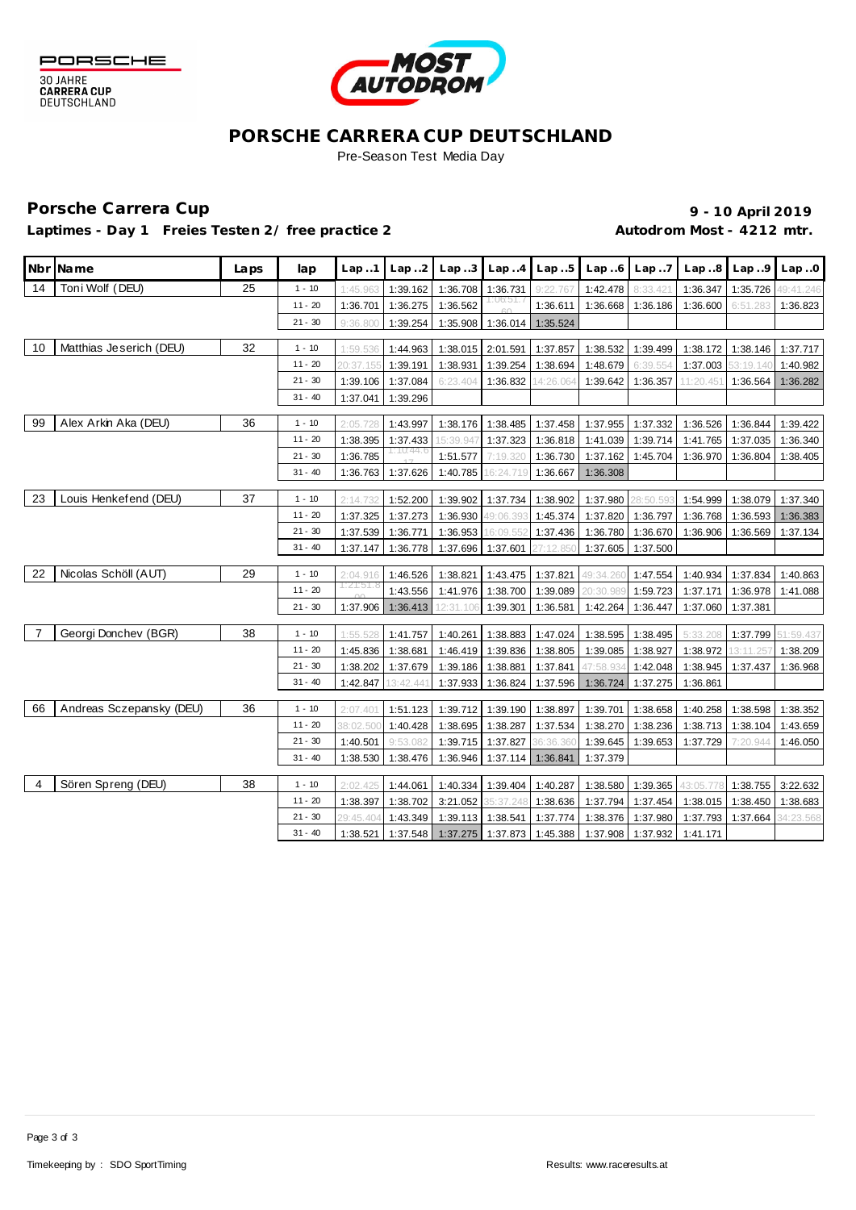PORSCHE
30 JAHRE
**CARRERA CUP**
DEUTSCHLAND

MOST AUTODROM

# PORSCHE CARRERA CUP DEUTSCHLAND

Pre-Season Test Media Day

## Porsche Carrera Cup

**9 - 10 April 2019**

**Laptimes - Day 1 Freies Testen 2/ free practice 2**

**Autodrom Most - 4212 mtr.**

| Nbr | Name | Laps | lap | Lap..1 | Lap..2 | Lap..3 | Lap..4 | Lap..5 | Lap..6 | Lap..7 | Lap..8 | Lap..9 | Lap..0 |
|---|---|---|---|---|---|---|---|---|---|---|---|---|---|
| 14 | Toni Wolf (DEU) | 25 | 1 - 10 | 1:45.963 | 1:39.162 | 1:36.708 | 1:36.731 | 9:22.767 | 1:42.478 | 8:33.421 | 1:36.347 | 1:35.726 | 49:41.246 |
| | | | 11 - 20 | 1:36.701 | 1:36.275 | 1:36.562 | 1:06:51.760 | 1:36.611 | 1:36.668 | 1:36.186 | 1:36.600 | 6:51.283 | 1:36.823 |
| | | | 21 - 30 | 9:36.800 | 1:39.254 | 1:35.908 | 1:36.014 | 1:35.524 | | | | | |
| 10 | Matthias Jeserich (DEU) | 32 | 1 - 10 | 1:59.536 | 1:44.963 | 1:38.015 | 2:01.591 | 1:37.857 | 1:38.532 | 1:39.499 | 1:38.172 | 1:38.146 | 1:37.717 |
| | | | 11 - 20 | 20:37.155 | 1:39.191 | 1:38.931 | 1:39.254 | 1:38.694 | 1:48.679 | 6:39.554 | 1:37.003 | 53:19.140 | 1:40.982 |
| | | | 21 - 30 | 1:39.106 | 1:37.084 | 6:23.404 | 1:36.832 | 14:26.064 | 1:39.642 | 1:36.357 | 11:20.451 | 1:36.564 | 1:36.282 |
| | | | 31 - 40 | 1:37.041 | 1:39.296 | | | | | | | | |
| 99 | Alex Arkin Aka (DEU) | 36 | 1 - 10 | 2:05.728 | 1:43.997 | 1:38.176 | 1:38.485 | 1:37.458 | 1:37.955 | 1:37.332 | 1:36.526 | 1:36.844 | 1:39.422 |
| | | | 11 - 20 | 1:38.395 | 1:37.433 | 15:39.947 | 1:37.323 | 1:36.818 | 1:41.039 | 1:39.714 | 1:41.765 | 1:37.035 | 1:36.340 |
| | | | 21 - 30 | 1:36.785 | 1:10:44.617 | 1:51.577 | 7:19.320 | 1:36.730 | 1:37.162 | 1:45.704 | 1:36.970 | 1:36.804 | 1:38.405 |
| | | | 31 - 40 | 1:36.763 | 1:37.626 | 1:40.785 | 16:24.719 | 1:36.667 | 1:36.308 | | | | |
| 23 | Louis Henkefend (DEU) | 37 | 1 - 10 | 2:14.732 | 1:52.200 | 1:39.902 | 1:37.734 | 1:38.902 | 1:37.980 | 28:50.593 | 1:54.999 | 1:38.079 | 1:37.340 |
| | | | 11 - 20 | 1:37.325 | 1:37.273 | 1:36.930 | 49:06.393 | 1:45.374 | 1:37.820 | 1:36.797 | 1:36.768 | 1:36.593 | 1:36.383 |
| | | | 21 - 30 | 1:37.539 | 1:36.771 | 1:36.953 | 16:09.552 | 1:37.436 | 1:36.780 | 1:36.670 | 1:36.906 | 1:36.569 | 1:37.134 |
| | | | 31 - 40 | 1:37.147 | 1:36.778 | 1:37.696 | 1:37.601 | 27:12.850 | 1:37.605 | 1:37.500 | | | |
| 22 | Nicolas Schöll (AUT) | 29 | 1 - 10 | 2:04.916 | 1:46.526 | 1:38.821 | 1:43.475 | 1:37.821 | 49:34.260 | 1:47.554 | 1:40.934 | 1:37.834 | 1:40.863 |
| | | | 11 - 20 | 1:21:51.800 | 1:43.556 | 1:41.976 | 1:38.700 | 1:39.089 | 20:30.989 | 1:59.723 | 1:37.171 | 1:36.978 | 1:41.088 |
| | | | 21 - 30 | 1:37.906 | 1:36.413 | 12:31.106 | 1:39.301 | 1:36.581 | 1:42.264 | 1:36.447 | 1:37.060 | 1:37.381 | |
| 7 | Georgi Donchev (BGR) | 38 | 1 - 10 | 1:55.528 | 1:41.757 | 1:40.261 | 1:38.883 | 1:47.024 | 1:38.595 | 1:38.495 | 5:33.208 | 1:37.799 | 51:59.437 |
| | | | 11 - 20 | 1:45.836 | 1:38.681 | 1:46.419 | 1:39.836 | 1:38.805 | 1:39.085 | 1:38.927 | 1:38.972 | 13:11.257 | 1:38.209 |
| | | | 21 - 30 | 1:38.202 | 1:37.679 | 1:39.186 | 1:38.881 | 1:37.841 | 47:58.934 | 1:42.048 | 1:38.945 | 1:37.437 | 1:36.968 |
| | | | 31 - 40 | 1:42.847 | 13:42.441 | 1:37.933 | 1:36.824 | 1:37.596 | 1:36.724 | 1:37.275 | 1:36.861 | | |
| 66 | Andreas Sczepansky (DEU) | 36 | 1 - 10 | 2:07.401 | 1:51.123 | 1:39.712 | 1:39.190 | 1:38.897 | 1:39.701 | 1:38.658 | 1:40.258 | 1:38.598 | 1:38.352 |
| | | | 11 - 20 | 38:02.500 | 1:40.428 | 1:38.695 | 1:38.287 | 1:37.534 | 1:38.270 | 1:38.236 | 1:38.713 | 1:38.104 | 1:43.659 |
| | | | 21 - 30 | 1:40.501 | 9:53.082 | 1:39.715 | 1:37.827 | 36:36.360 | 1:39.645 | 1:39.653 | 1:37.729 | 7:20.944 | 1:46.050 |
| | | | 31 - 40 | 1:38.530 | 1:38.476 | 1:36.946 | 1:37.114 | 1:36.841 | 1:37.379 | | | | |
| 4 | Sören Spreng (DEU) | 38 | 1 - 10 | 2:02.425 | 1:44.061 | 1:40.334 | 1:39.404 | 1:40.287 | 1:38.580 | 1:39.365 | 43:05.778 | 1:38.755 | 3:22.632 |
| | | | 11 - 20 | 1:38.397 | 1:38.702 | 3:21.052 | 35:37.248 | 1:38.636 | 1:37.794 | 1:37.454 | 1:38.015 | 1:38.450 | 1:38.683 |
| | | | 21 - 30 | 29:45.404 | 1:43.349 | 1:39.113 | 1:38.541 | 1:37.774 | 1:38.376 | 1:37.980 | 1:37.793 | 1:37.664 | 34:23.568 |
| | | | 31 - 40 | 1:38.521 | 1:37.548 | 1:37.275 | 1:37.873 | 1:45.388 | 1:37.908 | 1:37.932 | 1:41.171 | | |

Timekeeping by : SDO SportTiming

Results: www.raceresults.at